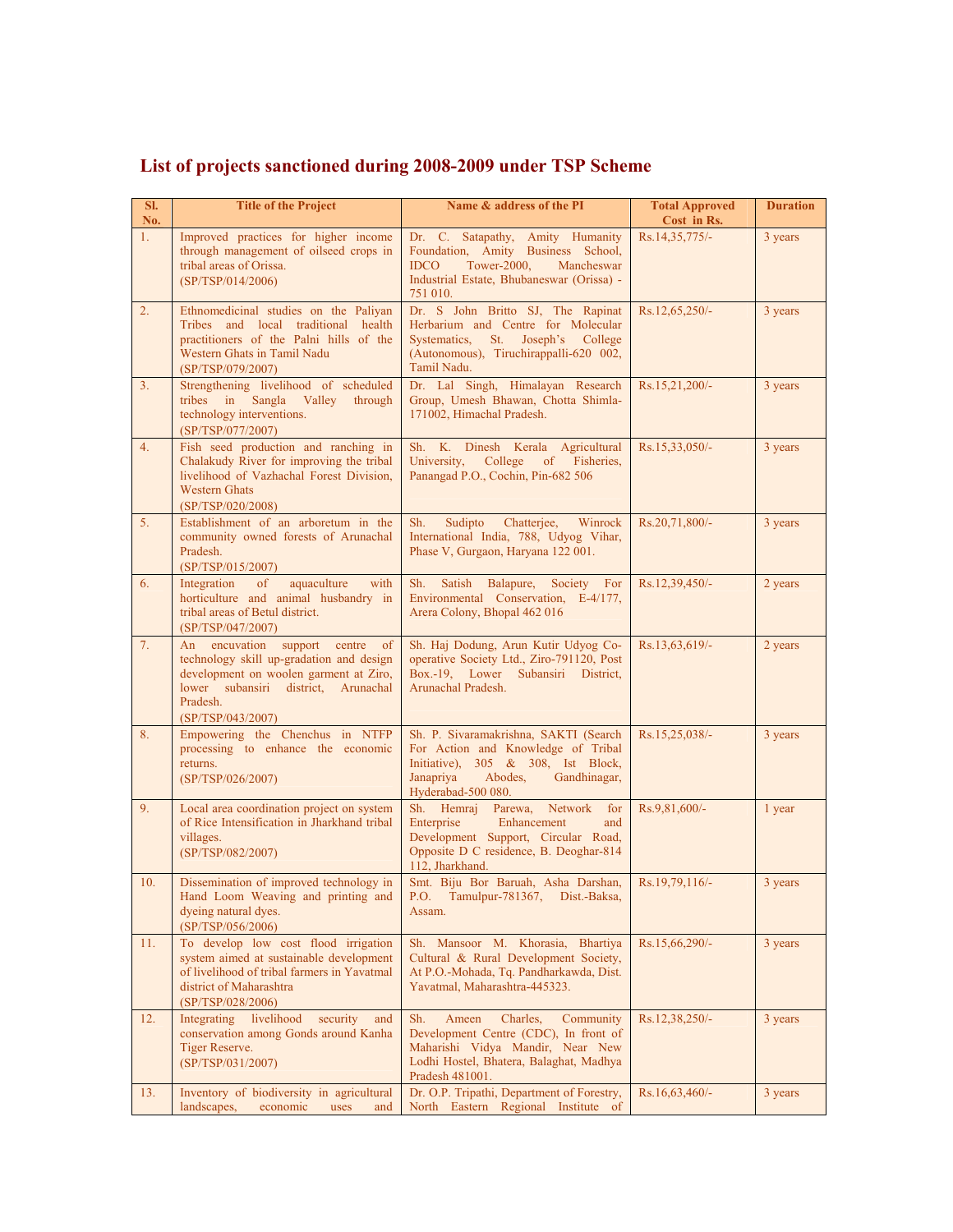## List of projects sanctioned during 2008-2009 under TSP Scheme

| Sl. No. | Title of the Project | Name & address of the PI | Total Approved Cost in Rs. | Duration |
|---|---|---|---|---|
| 1. | Improved practices for higher income through management of oilseed crops in tribal areas of Orissa. (SP/TSP/014/2006) | Dr. C. Satapathy, Amity Humanity Foundation, Amity Business School, IDCO Tower-2000, Mancheswar Industrial Estate, Bhubaneswar (Orissa) - 751 010. | Rs.14,35,775/- | 3 years |
| 2. | Ethnomedicinal studies on the Paliyan Tribes and local traditional health practitioners of the Palni hills of the Western Ghats in Tamil Nadu (SP/TSP/079/2007) | Dr. S John Britto SJ, The Rapinat Herbarium and Centre for Molecular Systematics, St. Joseph's College (Autonomous), Tiruchirappalli-620 002, Tamil Nadu. | Rs.12,65,250/- | 3 years |
| 3. | Strengthening livelihood of scheduled tribes in Sangla Valley through technology interventions. (SP/TSP/077/2007) | Dr. Lal Singh, Himalayan Research Group, Umesh Bhawan, Chotta Shimla-171002, Himachal Pradesh. | Rs.15,21,200/- | 3 years |
| 4. | Fish seed production and ranching in Chalakudy River for improving the tribal livelihood of Vazhachal Forest Division, Western Ghats (SP/TSP/020/2008) | Sh. K. Dinesh Kerala Agricultural University, College of Fisheries, Panangad P.O., Cochin, Pin-682 506 | Rs.15,33,050/- | 3 years |
| 5. | Establishment of an arboretum in the community owned forests of Arunachal Pradesh. (SP/TSP/015/2007) | Sh. Sudipto Chatterjee, Winrock International India, 788, Udyog Vihar, Phase V, Gurgaon, Haryana 122 001. | Rs.20,71,800/- | 3 years |
| 6. | Integration of aquaculture with horticulture and animal husbandry in tribal areas of Betul district. (SP/TSP/047/2007) | Sh. Satish Balapure, Society For Environmental Conservation, E-4/177, Arera Colony, Bhopal 462 016 | Rs.12,39,450/- | 2 years |
| 7. | An encuvation support centre of technology skill up-gradation and design development on woolen garment at Ziro, lower subansiri district, Arunachal Pradesh. (SP/TSP/043/2007) | Sh. Haj Dodung, Arun Kutir Udyog Co-operative Society Ltd., Ziro-791120, Post Box.-19, Lower Subansiri District, Arunachal Pradesh. | Rs.13,63,619/- | 2 years |
| 8. | Empowering the Chenchus in NTFP processing to enhance the economic returns. (SP/TSP/026/2007) | Sh. P. Sivaramakrishna, SAKTI (Search For Action and Knowledge of Tribal Initiative), 305 & 308, Ist Block, Janapriya Abodes, Gandhinagar, Hyderabad-500 080. | Rs.15,25,038/- | 3 years |
| 9. | Local area coordination project on system of Rice Intensification in Jharkhand tribal villages. (SP/TSP/082/2007) | Sh. Hemraj Parewa, Network for Enterprise Enhancement and Development Support, Circular Road, Opposite D C residence, B. Deoghar-814 112, Jharkhand. | Rs.9,81,600/- | 1 year |
| 10. | Dissemination of improved technology in Hand Loom Weaving and printing and dyeing natural dyes. (SP/TSP/056/2006) | Smt. Biju Bor Baruah, Asha Darshan, P.O. Tamulpur-781367, Dist.-Baksa, Assam. | Rs.19,79,116/- | 3 years |
| 11. | To develop low cost flood irrigation system aimed at sustainable development of livelihood of tribal farmers in Yavatmal district of Maharashtra (SP/TSP/028/2006) | Sh. Mansoor M. Khorasia, Bhartiya Cultural & Rural Development Society, At P.O.-Mohada, Tq. Pandharkawda, Dist. Yavatmal, Maharashtra-445323. | Rs.15,66,290/- | 3 years |
| 12. | Integrating livelihood security and conservation among Gonds around Kanha Tiger Reserve. (SP/TSP/031/2007) | Sh. Ameen Charles, Community Development Centre (CDC), In front of Maharishi Vidya Mandir, Near New Lodhi Hostel, Bhatera, Balaghat, Madhya Pradesh 481001. | Rs.12,38,250/- | 3 years |
| 13. | Inventory of biodiversity in agricultural landscapes, economic uses and | Dr. O.P. Tripathi, Department of Forestry, North Eastern Regional Institute of | Rs.16,63,460/- | 3 years |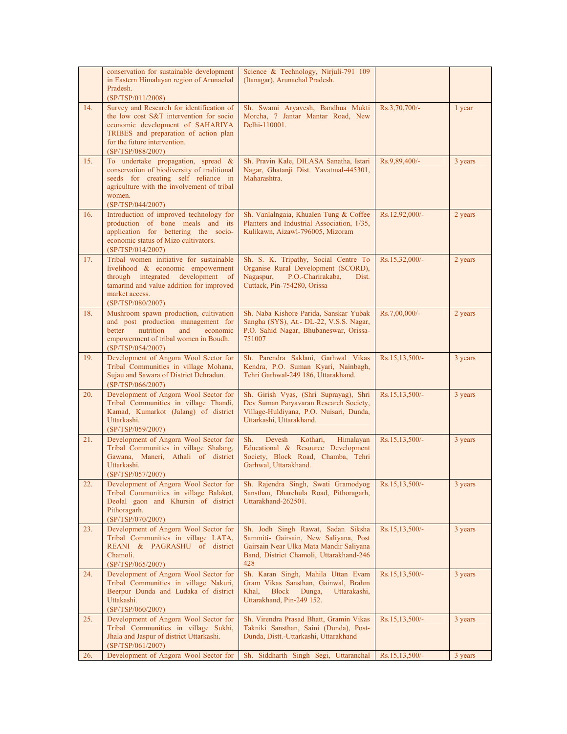| | | | | |
|---|---|---|---|---|
| | conservation for sustainable development in Eastern Himalayan region of Arunachal Pradesh. (SP/TSP/011/2008) | Science & Technology, Nirjuli-791 109 (Itanagar), Arunachal Pradesh. | | |
| 14. | Survey and Research for identification of the low cost S&T intervention for socio economic development of SAHARIYA TRIBES and preparation of action plan for the future intervention. (SP/TSP/088/2007) | Sh. Swami Aryavesh, Bandhua Mukti Morcha, 7 Jantar Mantar Road, New Delhi-110001. | Rs.3,70,700/- | 1 year |
| 15. | To undertake propagation, spread & conservation of biodiversity of traditional seeds for creating self reliance in agriculture with the involvement of tribal women. (SP/TSP/044/2007) | Sh. Pravin Kale, DILASA Sanatha, Istari Nagar, Ghatanji Dist. Yavatmal-445301, Maharashtra. | Rs.9,89,400/- | 3 years |
| 16. | Introduction of improved technology for production of bone meals and its application for bettering the socio-economic status of Mizo cultivators. (SP/TSP/014/2007) | Sh. Vanlalngaia, Khualen Tung & Coffee Planters and Industrial Association, 1/35, Kulikawn, Aizawl-796005, Mizoram | Rs.12,92,000/- | 2 years |
| 17. | Tribal women initiative for sustainable livelihood & economic empowerment through integrated development of tamarind and value addition for improved market access. (SP/TSP/080/2007) | Sh. S. K. Tripathy, Social Centre To Organise Rural Development (SCORD), Nagaspur, P.O.-Charirakaba, Dist. Cuttack, Pin-754280, Orissa | Rs.15,32,000/- | 2 years |
| 18. | Mushroom spawn production, cultivation and post production management for better nutrition and economic empowerment of tribal women in Boudh. (SP/TSP/054/2007) | Sh. Naba Kishore Parida, Sanskar Yubak Sangha (SYS), At.- DL-22, V.S.S. Nagar, P.O. Sahid Nagar, Bhubaneswar, Orissa-751007 | Rs.7,00,000/- | 2 years |
| 19. | Development of Angora Wool Sector for Tribal Communities in village Mohana, Sujau and Sawara of District Dehradun. (SP/TSP/066/2007) | Sh. Parendra Saklani, Garhwal Vikas Kendra, P.O. Suman Kyari, Nainbagh, Tehri Garhwal-249 186, Uttarakhand. | Rs.15,13,500/- | 3 years |
| 20. | Development of Angora Wool Sector for Tribal Communities in village Thandi, Kamad, Kumarkot (Jalang) of district Uttarkashi. (SP/TSP/059/2007) | Sh. Girish Vyas, (Shri Suprayag), Shri Dev Suman Paryavaran Research Society, Village-Huldiyana, P.O. Nuisari, Dunda, Uttarkashi, Uttarakhand. | Rs.15,13,500/- | 3 years |
| 21. | Development of Angora Wool Sector for Tribal Communities in village Shalang, Gawana, Maneri, Athali of district Uttarkashi. (SP/TSP/057/2007) | Sh. Devesh Kothari, Himalayan Educational & Resource Development Society, Block Road, Chamba, Tehri Garhwal, Uttarakhand. | Rs.15,13,500/- | 3 years |
| 22. | Development of Angora Wool Sector for Tribal Communities in village Balakot, Deolal gaon and Khursin of district Pithoragarh. (SP/TSP/070/2007) | Sh. Rajendra Singh, Swati Gramodyog Sansthan, Dharchula Road, Pithoragarh, Uttarakhand-262501. | Rs.15,13,500/- | 3 years |
| 23. | Development of Angora Wool Sector for Tribal Communities in village LATA, REANI & PAGRASHU of district Chamoli. (SP/TSP/065/2007) | Sh. Jodh Singh Rawat, Sadan Siksha Sammiti- Gairsain, New Saliyana, Post Gairsain Near Ulka Mata Mandir Saliyana Band, District Chamoli, Uttarakhand-246 428 | Rs.15,13,500/- | 3 years |
| 24. | Development of Angora Wool Sector for Tribal Communities in village Nakuri, Beerpur Dunda and Ludaka of district Uttakashi. (SP/TSP/060/2007) | Sh. Karan Singh, Mahila Uttan Evam Gram Vikas Sansthan, Gainwal, Brahm Khal, Block Dunga, Uttarakashi, Uttarakhand, Pin-249 152. | Rs.15,13,500/- | 3 years |
| 25. | Development of Angora Wool Sector for Tribal Communities in village Sukhi, Jhala and Jaspur of district Uttarkashi. (SP/TSP/061/2007) | Sh. Virendra Prasad Bhatt, Gramin Vikas Takniki Sansthan, Saini (Dunda), Post-Dunda, Distt.-Uttarkashi, Uttarakhand | Rs.15,13,500/- | 3 years |
| 26. | Development of Angora Wool Sector for | Sh. Siddharth Singh Segi, Uttaranchal | Rs.15,13,500/- | 3 years |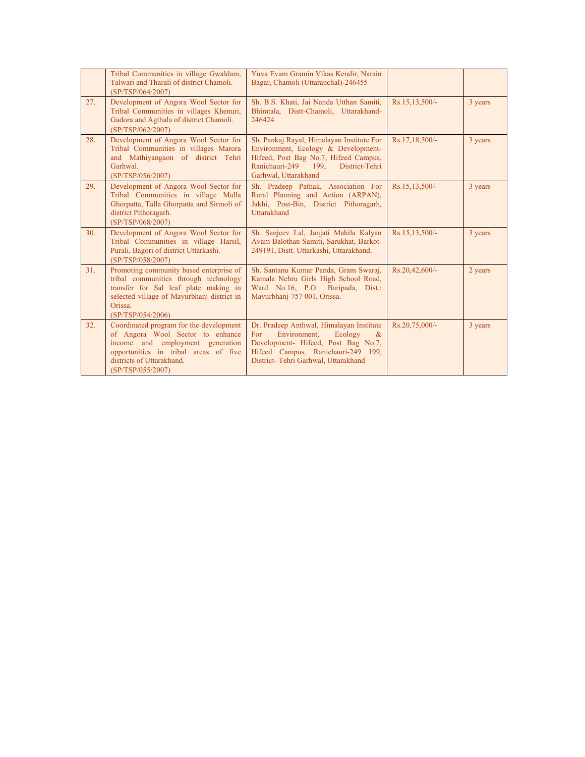| | | | | |
|---|---|---|---|---|
| | Tribal Communities in village Gwaldam, Talwari and Tharali of district Chamoli. (SP/TSP/064/2007) | Yuva Evam Gramin Vikas Kendir, Narain Bagar, Chamoli (Uttaranchal)-246455 | | |
| 27. | Development of Angora Wool Sector for Tribal Communities in villages Khenuri, Gadora and Agthala of district Chamoli. (SP/TSP/062/2007) | Sh. B.S. Khati, Jai Nanda Utthan Samiti, Bhimtala, Distt-Chamoli, Uttarakhand-246424 | Rs.15,13,500/- | 3 years |
| 28. | Development of Angora Wool Sector for Tribal Communities in villages Marora and Mathiyangaon of district Tehri Garhwal. (SP/TSP/056/2007) | Sh. Pankaj Rayal, Himalayan Institute For Environment, Ecology & Development-Hifeed, Post Bag No.7, Hifeed Campus, Ranichauri-249 199, District-Tehri Garhwal, Uttarakhand | Rs.17,18,500/- | 3 years |
| 29. | Development of Angora Wool Sector for Tribal Communities in village Malla Ghorpatta, Talla Ghorpatta and Sirmoli of district Pithoragarh. (SP/TSP/068/2007) | Sh. Pradeep Pathak, Association For Rural Planning and Action (ARPAN), Jakhi, Post-Bin, District Pithoragarh, Uttarakhand | Rs.15,13,500/- | 3 years |
| 30. | Development of Angora Wool Sector for Tribal Communities in village Harsil, Purali, Bagori of district Uttarkashi. (SP/TSP/058/2007) | Sh. Sanjeev Lal, Janjati Mahila Kalyan Avam Balothan Samiti, Sarukhat, Barkot-249191, Distt. Uttarkashi, Uttarakhand. | Rs.15,13,500/- | 3 years |
| 31. | Promoting community based enterprise of tribal communities through technology transfer for Sal leaf plate making in selected village of Mayurbhanj district in Orissa. (SP/TSP/054/2006) | Sh. Santanu Kumar Panda, Gram Swaraj, Kamala Nehru Girls High School Road, Ward No.16, P.O.: Baripada, Dist.: Mayurbhanj-757 001, Orissa. | Rs.20,42,600/- | 2 years |
| 32. | Coordinated program for the development of Angora Wool Sector to enhance income and employment generation opportunities in tribal areas of five districts of Uttarakhand. (SP/TSP/055/2007) | Dr. Pradeep Anthwal, Himalayan Institute For Environment, Ecology & Development- Hifeed, Post Bag No.7, Hifeed Campus, Ranichauri-249 199, District- Tehri Garhwal, Uttarakhand | Rs.20,75,000/- | 3 years |